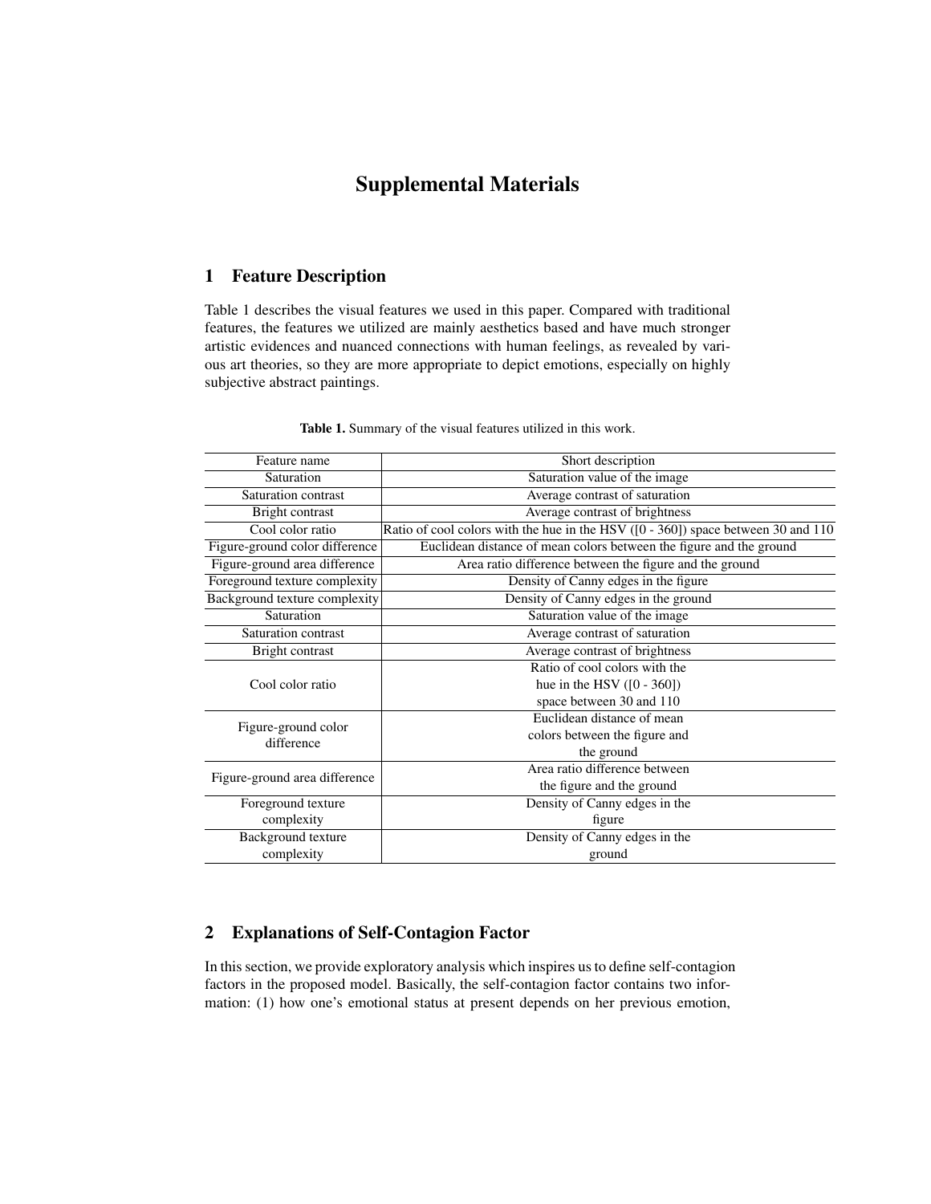# Supplemental Materials

## 1 Feature Description

Table 1 describes the visual features we used in this paper. Compared with traditional features, the features we utilized are mainly aesthetics based and have much stronger artistic evidences and nuanced connections with human feelings, as revealed by various art theories, so they are more appropriate to depict emotions, especially on highly subjective abstract paintings.

**Table 1.** Summary of the visual features utilized in this work.

| Feature name | Short description |
| --- | --- |
| Saturation | Saturation value of the image |
| Saturation contrast | Average contrast of saturation |
| Bright contrast | Average contrast of brightness |
| Cool color ratio | Ratio of cool colors with the hue in the HSV ([0 - 360]) space between 30 and 110 |
| Figure-ground color difference | Euclidean distance of mean colors between the figure and the ground |
| Figure-ground area difference | Area ratio difference between the figure and the ground |
| Foreground texture complexity | Density of Canny edges in the figure |
| Background texture complexity | Density of Canny edges in the ground |
| Saturation | Saturation value of the image |
| Saturation contrast | Average contrast of saturation |
| Bright contrast | Average contrast of brightness |
| Cool color ratio | Ratio of cool colors with the hue in the HSV ([0 - 360]) space between 30 and 110 |
| Figure-ground color difference | Euclidean distance of mean colors between the figure and the ground |
| Figure-ground area difference | Area ratio difference between the figure and the ground |
| Foreground texture complexity | Density of Canny edges in the figure |
| Background texture complexity | Density of Canny edges in the ground |

## 2 Explanations of Self-Contagion Factor

In this section, we provide exploratory analysis which inspires us to define self-contagion factors in the proposed model. Basically, the self-contagion factor contains two information: (1) how one's emotional status at present depends on her previous emotion,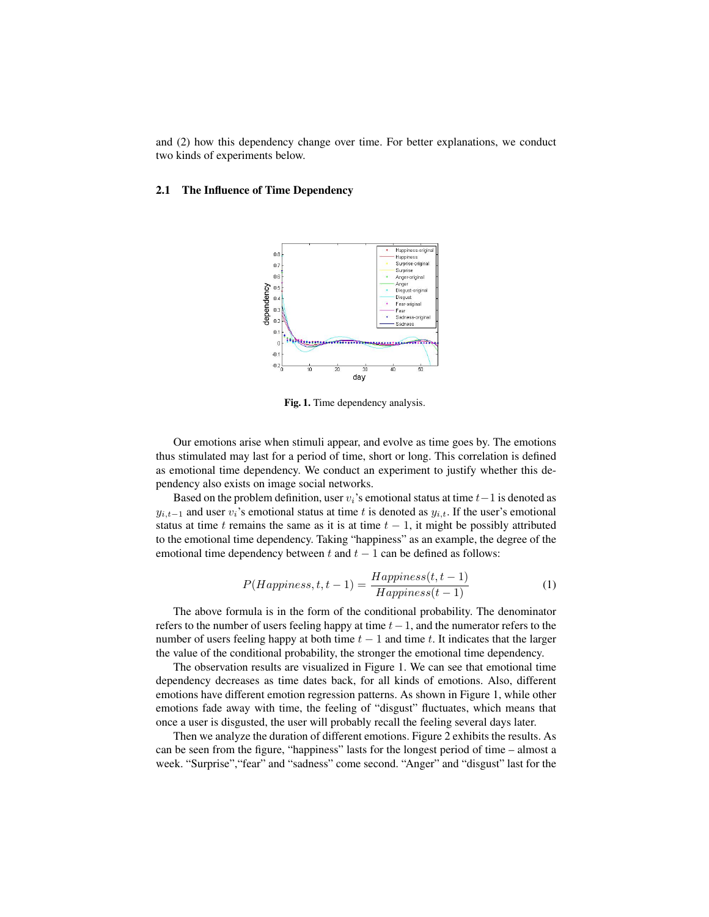and (2) how this dependency change over time. For better explanations, we conduct two kinds of experiments below.

### 2.1 The Influence of Time Dependency

**Fig. 1.** Time dependency analysis.

Our emotions arise when stimuli appear, and evolve as time goes by. The emotions thus stimulated may last for a period of time, short or long. This correlation is defined as emotional time dependency. We conduct an experiment to justify whether this dependency also exists on image social networks.

Based on the problem definition, user $v_i$'s emotional status at time $t-1$ is denoted as $y_{i,t-1}$ and user $v_i$'s emotional status at time $t$ is denoted as $y_{i,t}$. If the user's emotional status at time $t$ remains the same as it is at time $t-1$, it might be possibly attributed to the emotional time dependency. Taking "happiness" as an example, the degree of the emotional time dependency between $t$ and $t-1$ can be defined as follows:

$$P(Happiness, t, t-1) = \frac{Happiness(t, t-1)}{Happiness(t-1)} \tag{1}$$

The above formula is in the form of the conditional probability. The denominator refers to the number of users feeling happy at time $t-1$, and the numerator refers to the number of users feeling happy at both time $t-1$ and time $t$. It indicates that the larger the value of the conditional probability, the stronger the emotional time dependency.

The observation results are visualized in Figure 1. We can see that emotional time dependency decreases as time dates back, for all kinds of emotions. Also, different emotions have different emotion regression patterns. As shown in Figure 1, while other emotions fade away with time, the feeling of "disgust" fluctuates, which means that once a user is disgusted, the user will probably recall the feeling several days later.

Then we analyze the duration of different emotions. Figure 2 exhibits the results. As can be seen from the figure, "happiness" lasts for the longest period of time – almost a week. "Surprise","fear" and "sadness" come second. "Anger" and "disgust" last for the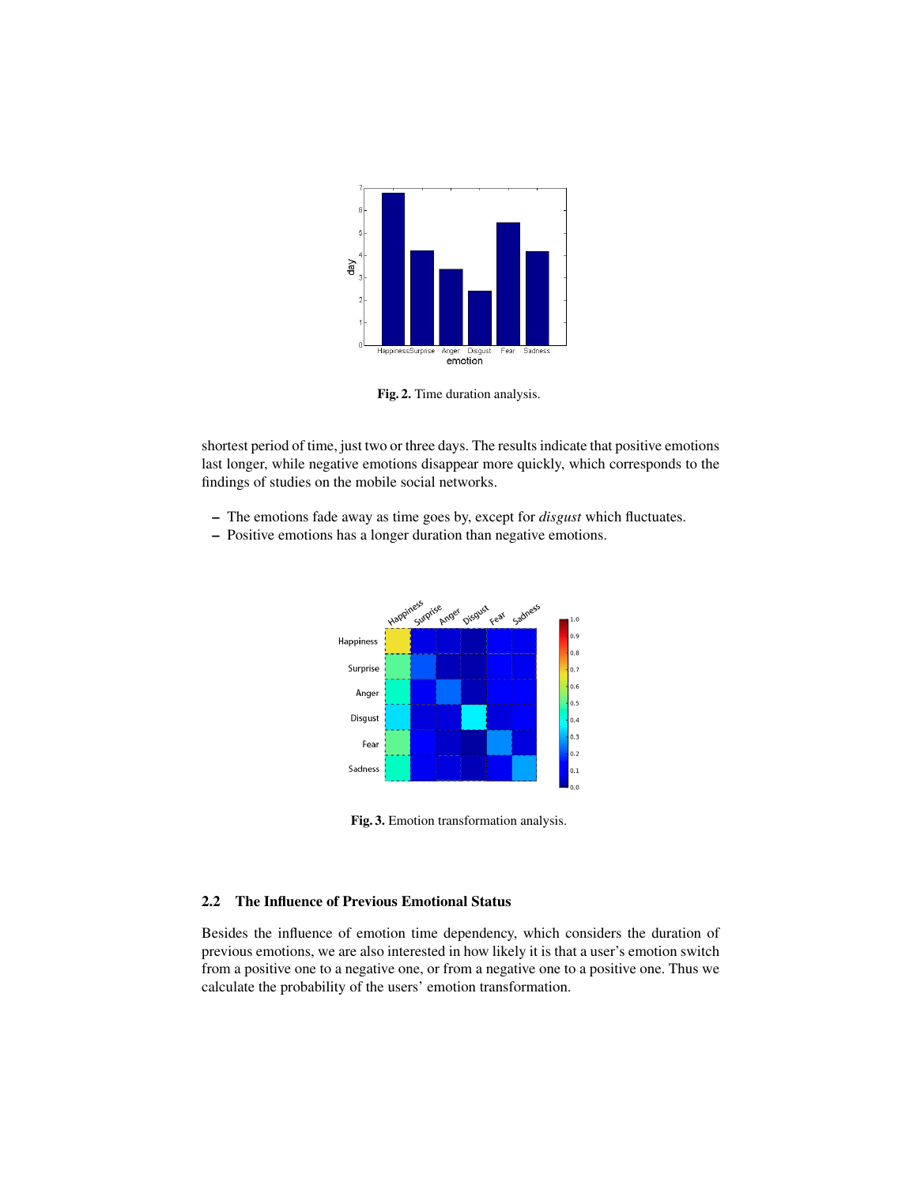Fig. 2. Time duration analysis.

shortest period of time, just two or three days. The results indicate that positive emotions last longer, while negative emotions disappear more quickly, which corresponds to the findings of studies on the mobile social networks.

- The emotions fade away as time goes by, except for *disgust* which fluctuates.
- Positive emotions has a longer duration than negative emotions.

Fig. 3. Emotion transformation analysis.

### 2.2 The Influence of Previous Emotional Status

Besides the influence of emotion time dependency, which considers the duration of previous emotions, we are also interested in how likely it is that a user's emotion switch from a positive one to a negative one, or from a negative one to a positive one. Thus we calculate the probability of the users' emotion transformation.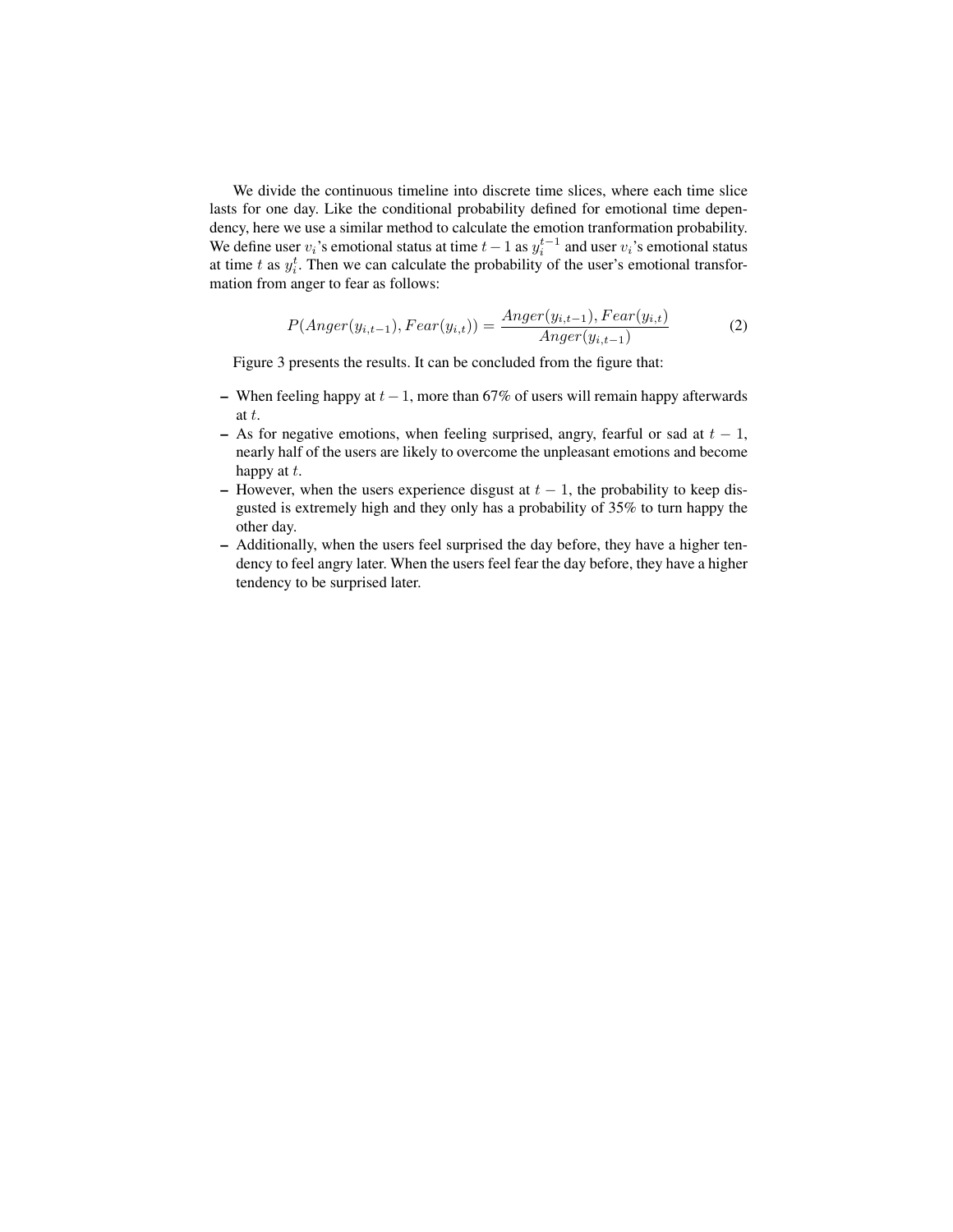We divide the continuous timeline into discrete time slices, where each time slice lasts for one day. Like the conditional probability defined for emotional time dependency, here we use a similar method to calculate the emotion tranformation probability. We define user $v_i$'s emotional status at time $t-1$ as $y_i^{t-1}$ and user $v_i$'s emotional status at time $t$ as $y_i^t$. Then we can calculate the probability of the user's emotional transformation from anger to fear as follows:

$$P(Anger(y_{i,t-1}), Fear(y_{i,t})) = \frac{Anger(y_{i,t-1}), Fear(y_{i,t})}{Anger(y_{i,t-1})} \tag{2}$$

Figure 3 presents the results. It can be concluded from the figure that:

- When feeling happy at $t-1$, more than 67% of users will remain happy afterwards at $t$.
- As for negative emotions, when feeling surprised, angry, fearful or sad at $t-1$, nearly half of the users are likely to overcome the unpleasant emotions and become happy at $t$.
- However, when the users experience disgust at $t-1$, the probability to keep disgusted is extremely high and they only has a probability of 35% to turn happy the other day.
- Additionally, when the users feel surprised the day before, they have a higher tendency to feel angry later. When the users feel fear the day before, they have a higher tendency to be surprised later.